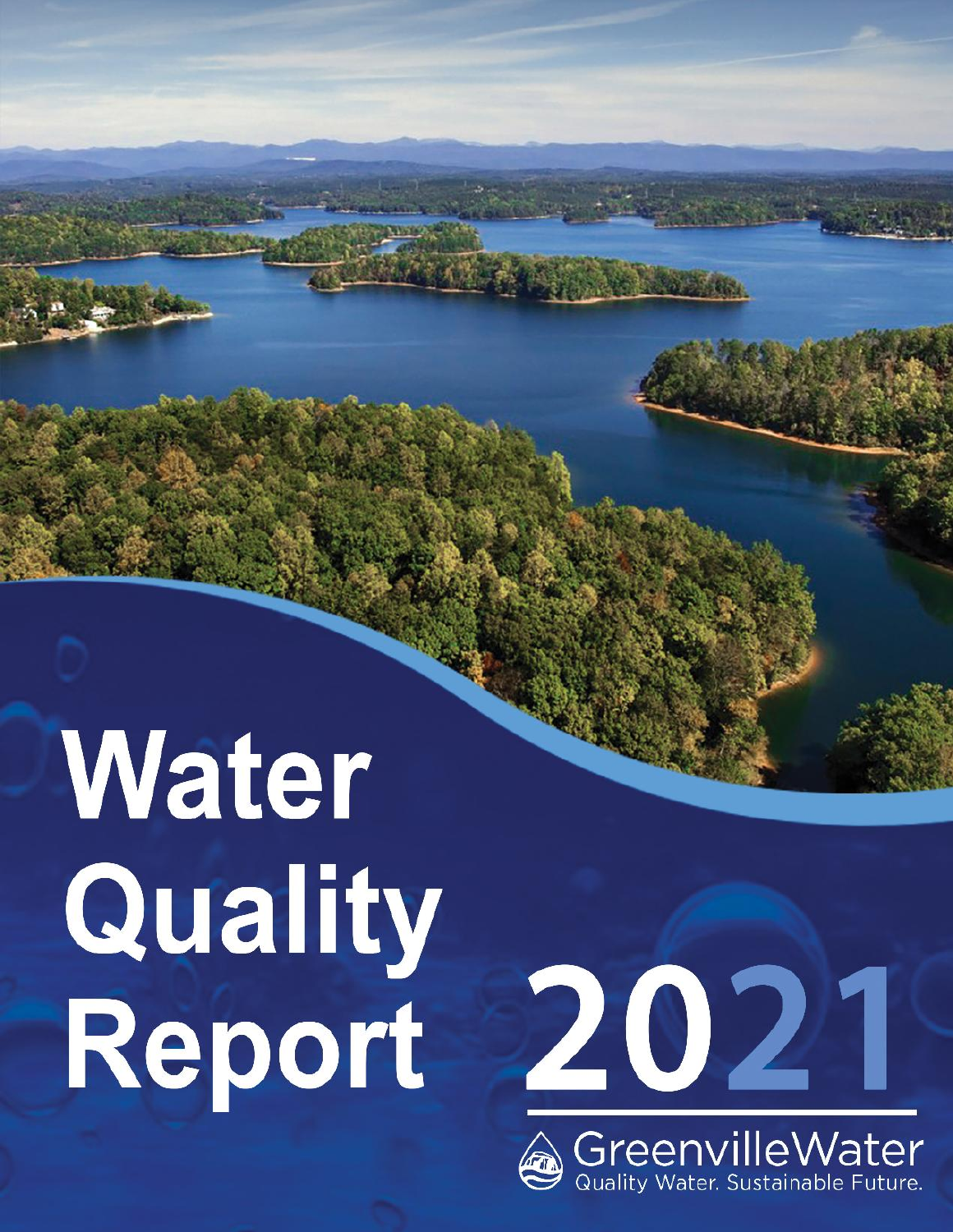# Water Quality Report 2021

GreenvilleWater

Quality Water. Sustainable Future.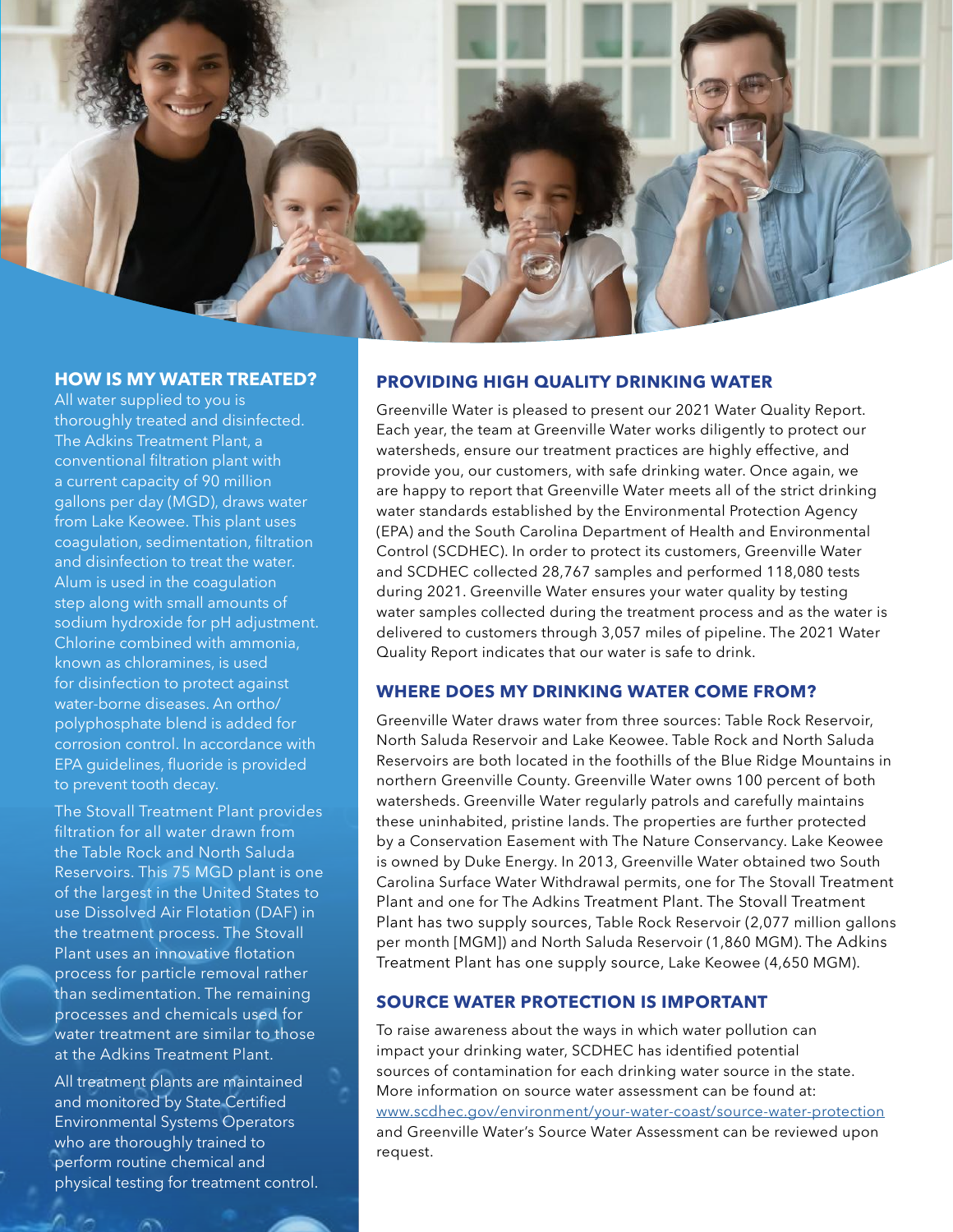## HOW IS MY WATER TREATED?

All water supplied to you is thoroughly treated and disinfected. The Adkins Treatment Plant, a conventional filtration plant with a current capacity of 90 million gallons per day (MGD), draws water from Lake Keowee. This plant uses coagulation, sedimentation, filtration and disinfection to treat the water. Alum is used in the coagulation step along with small amounts of sodium hydroxide for pH adjustment. Chlorine combined with ammonia, known as chloramines, is used for disinfection to protect against water-borne diseases. An ortho/polyphosphate blend is added for corrosion control. In accordance with EPA guidelines, fluoride is provided to prevent tooth decay.

The Stovall Treatment Plant provides filtration for all water drawn from the Table Rock and North Saluda Reservoirs. This 75 MGD plant is one of the largest in the United States to use Dissolved Air Flotation (DAF) in the treatment process. The Stovall Plant uses an innovative flotation process for particle removal rather than sedimentation. The remaining processes and chemicals used for water treatment are similar to those at the Adkins Treatment Plant.

All treatment plants are maintained and monitored by State Certified Environmental Systems Operators who are thoroughly trained to perform routine chemical and physical testing for treatment control.

## PROVIDING HIGH QUALITY DRINKING WATER

Greenville Water is pleased to present our 2021 Water Quality Report. Each year, the team at Greenville Water works diligently to protect our watersheds, ensure our treatment practices are highly effective, and provide you, our customers, with safe drinking water. Once again, we are happy to report that Greenville Water meets all of the strict drinking water standards established by the Environmental Protection Agency (EPA) and the South Carolina Department of Health and Environmental Control (SCDHEC). In order to protect its customers, Greenville Water and SCDHEC collected 28,767 samples and performed 118,080 tests during 2021. Greenville Water ensures your water quality by testing water samples collected during the treatment process and as the water is delivered to customers through 3,057 miles of pipeline. The 2021 Water Quality Report indicates that our water is safe to drink.

## WHERE DOES MY DRINKING WATER COME FROM?

Greenville Water draws water from three sources: Table Rock Reservoir, North Saluda Reservoir and Lake Keowee. Table Rock and North Saluda Reservoirs are both located in the foothills of the Blue Ridge Mountains in northern Greenville County. Greenville Water owns 100 percent of both watersheds. Greenville Water regularly patrols and carefully maintains these uninhabited, pristine lands. The properties are further protected by a Conservation Easement with The Nature Conservancy. Lake Keowee is owned by Duke Energy. In 2013, Greenville Water obtained two South Carolina Surface Water Withdrawal permits, one for The Stovall Treatment Plant and one for The Adkins Treatment Plant. The Stovall Treatment Plant has two supply sources, Table Rock Reservoir (2,077 million gallons per month [MGM]) and North Saluda Reservoir (1,860 MGM). The Adkins Treatment Plant has one supply source, Lake Keowee (4,650 MGM).

## SOURCE WATER PROTECTION IS IMPORTANT

To raise awareness about the ways in which water pollution can impact your drinking water, SCDHEC has identified potential sources of contamination for each drinking water source in the state. More information on source water assessment can be found at: www.scdhec.gov/environment/your-water-coast/source-water-protection and Greenville Water's Source Water Assessment can be reviewed upon request.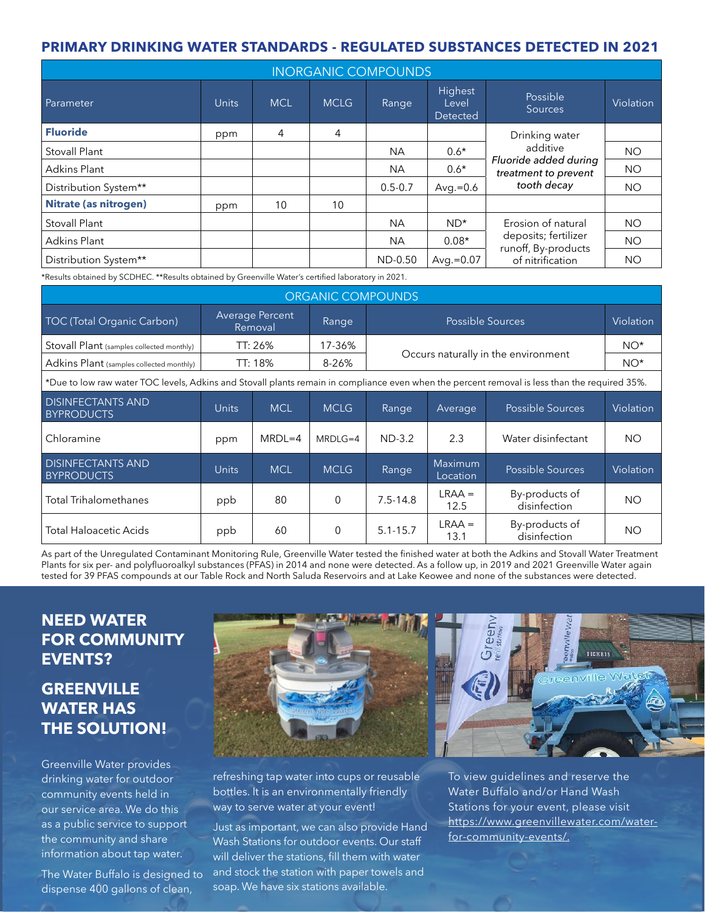## PRIMARY DRINKING WATER STANDARDS - REGULATED SUBSTANCES DETECTED IN 2021

| INORGANIC COMPOUNDS | | | | | | | |
|---|---|---|---|---|---|---|---|
| Parameter | Units | MCL | MCLG | Range | Highest Level Detected | Possible Sources | Violation |
| **Fluoride** | ppm | 4 | 4 | | | Drinking water additive *Fluoride added during treatment to prevent tooth decay* | |
| Stovall Plant | | | | NA | 0.6* | | NO |
| Adkins Plant | | | | NA | 0.6* | | NO |
| Distribution System** | | | | 0.5-0.7 | Avg.=0.6 | | NO |
| **Nitrate (as nitrogen)** | ppm | 10 | 10 | | | | |
| Stovall Plant | | | | NA | ND* | Erosion of natural deposits; fertilizer runoff, By-products of nitrification | NO |
| Adkins Plant | | | | NA | 0.08* | | NO |
| Distribution System** | | | | ND-0.50 | Avg.=0.07 | | NO |

*Results obtained by SCDHEC. **Results obtained by Greenville Water's certified laboratory in 2021.

| ORGANIC COMPOUNDS | | | | |
|---|---|---|---|---|
| TOC (Total Organic Carbon) | Average Percent Removal | Range | Possible Sources | Violation |
| Stovall Plant (samples collected monthly) | TT: 26% | 17-36% | Occurs naturally in the environment | NO* |
| Adkins Plant (samples collected monthly) | TT: 18% | 8-26% | | NO* |

*Due to low raw water TOC levels, Adkins and Stovall plants remain in compliance even when the percent removal is less than the required 35%.

| DISINFECTANTS AND BYPRODUCTS | Units | MCL | MCLG | Range | Average | Possible Sources | Violation |
|---|---|---|---|---|---|---|---|
| Chloramine | ppm | MRDL=4 | MRDLG=4 | ND-3.2 | 2.3 | Water disinfectant | NO |

| DISINFECTANTS AND BYPRODUCTS | Units | MCL | MCLG | Range | Maximum Location | Possible Sources | Violation |
|---|---|---|---|---|---|---|---|
| Total Trihalomethanes | ppb | 80 | 0 | 7.5-14.8 | LRAA = 12.5 | By-products of disinfection | NO |
| Total Haloacetic Acids | ppb | 60 | 0 | 5.1-15.7 | LRAA = 13.1 | By-products of disinfection | NO |

As part of the Unregulated Contaminant Monitoring Rule, Greenville Water tested the finished water at both the Adkins and Stovall Water Treatment Plants for six per- and polyfluoroalkyl substances (PFAS) in 2014 and none were detected. As a follow up, in 2019 and 2021 Greenville Water again tested for 39 PFAS compounds at our Table Rock and North Saluda Reservoirs and at Lake Keowee and none of the substances were detected.

## NEED WATER FOR COMMUNITY EVENTS?

## GREENVILLE WATER HAS THE SOLUTION!

Greenville Water provides drinking water for outdoor community events held in our service area. We do this as a public service to support the community and share information about tap water.

The Water Buffalo is designed to dispense 400 gallons of clean, refreshing tap water into cups or reusable bottles. It is an environmentally friendly way to serve water at your event!

Just as important, we can also provide Hand Wash Stations for outdoor events. Our staff will deliver the stations, fill them with water and stock the station with paper towels and soap. We have six stations available.

To view guidelines and reserve the Water Buffalo and/or Hand Wash Stations for your event, please visit https://www.greenvillewater.com/water-for-community-events/.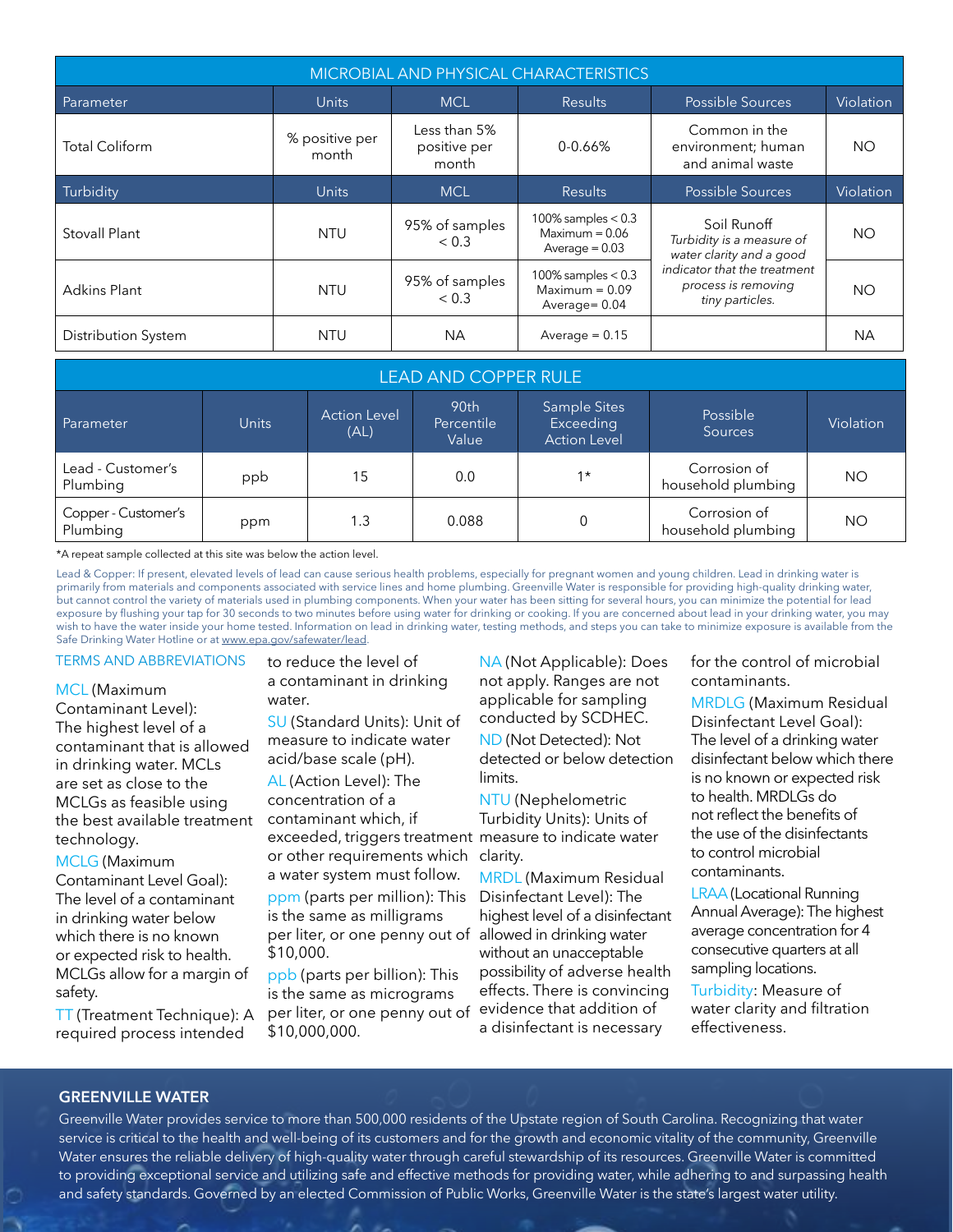| MICROBIAL AND PHYSICAL CHARACTERISTICS | | | | | |
|---|---|---|---|---|---|
| Parameter | Units | MCL | Results | Possible Sources | Violation |
| Total Coliform | % positive per month | Less than 5% positive per month | 0-0.66% | Common in the environment; human and animal waste | NO |
| Turbidity | Units | MCL | Results | Possible Sources | Violation |
| Stovall Plant | NTU | 95% of samples < 0.3 | 100% samples < 0.3 Maximum = 0.06 Average = 0.03 | Soil Runoff *Turbidity is a measure of water clarity and a good indicator that the treatment process is removing tiny particles.* | NO |
| Adkins Plant | NTU | 95% of samples < 0.3 | 100% samples < 0.3 Maximum = 0.09 Average= 0.04 | | NO |
| Distribution System | NTU | NA | Average = 0.15 | | NA |

| LEAD AND COPPER RULE | | | | | | |
|---|---|---|---|---|---|---|
| Parameter | Units | Action Level (AL) | 90th Percentile Value | Sample Sites Exceeding Action Level | Possible Sources | Violation |
| Lead - Customer's Plumbing | ppb | 15 | 0.0 | 1* | Corrosion of household plumbing | NO |
| Copper - Customer's Plumbing | ppm | 1.3 | 0.088 | 0 | Corrosion of household plumbing | NO |

*A repeat sample collected at this site was below the action level.

Lead & Copper: If present, elevated levels of lead can cause serious health problems, especially for pregnant women and young children. Lead in drinking water is primarily from materials and components associated with service lines and home plumbing. Greenville Water is responsible for providing high-quality drinking water, but cannot control the variety of materials used in plumbing components. When your water has been sitting for several hours, you can minimize the potential for lead exposure by flushing your tap for 30 seconds to two minutes before using water for drinking or cooking. If you are concerned about lead in your drinking water, you may wish to have the water inside your home tested. Information on lead in drinking water, testing methods, and steps you can take to minimize exposure is available from the Safe Drinking Water Hotline or at www.epa.gov/safewater/lead.

## TERMS AND ABBREVIATIONS

MCL (Maximum Contaminant Level): The highest level of a contaminant that is allowed in drinking water. MCLs are set as close to the MCLGs as feasible using the best available treatment technology.

MCLG (Maximum Contaminant Level Goal): The level of a contaminant in drinking water below which there is no known or expected risk to health. MCLGs allow for a margin of safety.

TT (Treatment Technique): A required process intended to reduce the level of a contaminant in drinking water.

SU (Standard Units): Unit of measure to indicate water acid/base scale (pH).

AL (Action Level): The concentration of a contaminant which, if exceeded, triggers treatment or other requirements which a water system must follow.

ppm (parts per million): This is the same as milligrams per liter, or one penny out of $10,000.

ppb (parts per billion): This is the same as micrograms per liter, or one penny out of $10,000,000.

NA (Not Applicable): Does not apply. Ranges are not applicable for sampling conducted by SCDHEC.

ND (Not Detected): Not detected or below detection limits.

NTU (Nephelometric Turbidity Units): Units of measure to indicate water clarity.

MRDL (Maximum Residual Disinfectant Level): The highest level of a disinfectant allowed in drinking water without an unacceptable possibility of adverse health effects. There is convincing evidence that addition of a disinfectant is necessary for the control of microbial contaminants.

MRDLG (Maximum Residual Disinfectant Level Goal): The level of a drinking water disinfectant below which there is no known or expected risk to health. MRDLGs do not reflect the benefits of the use of the disinfectants to control microbial contaminants.

LRAA (Locational Running Annual Average): The highest average concentration for 4 consecutive quarters at all sampling locations.

Turbidity: Measure of water clarity and filtration effectiveness.

## GREENVILLE WATER

Greenville Water provides service to more than 500,000 residents of the Upstate region of South Carolina. Recognizing that water service is critical to the health and well-being of its customers and for the growth and economic vitality of the community, Greenville Water ensures the reliable delivery of high-quality water through careful stewardship of its resources. Greenville Water is committed to providing exceptional service and utilizing safe and effective methods for providing water, while adhering to and surpassing health and safety standards. Governed by an elected Commission of Public Works, Greenville Water is the state's largest water utility.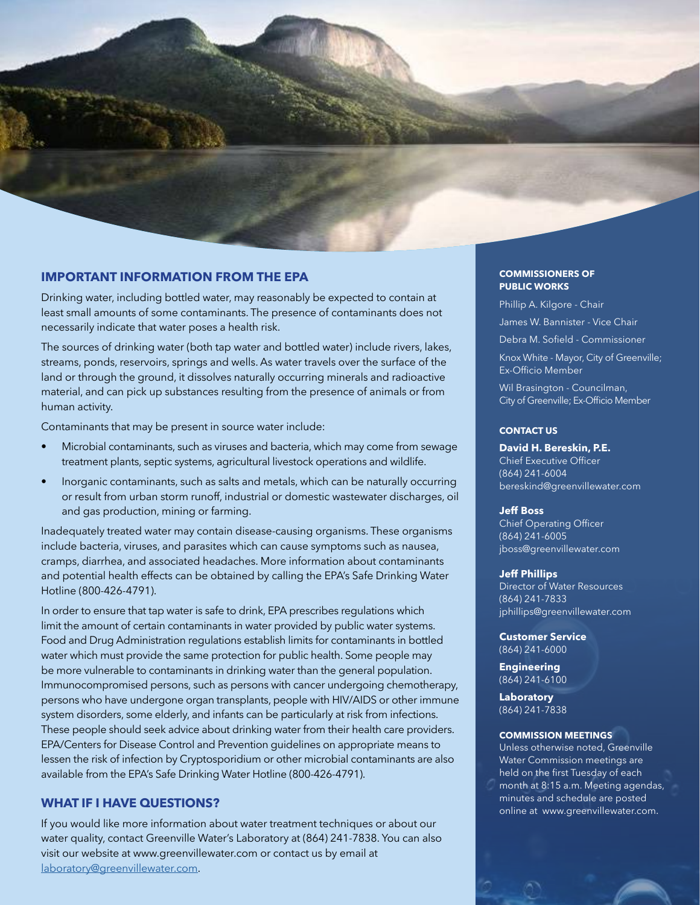## IMPORTANT INFORMATION FROM THE EPA

Drinking water, including bottled water, may reasonably be expected to contain at least small amounts of some contaminants. The presence of contaminants does not necessarily indicate that water poses a health risk.

The sources of drinking water (both tap water and bottled water) include rivers, lakes, streams, ponds, reservoirs, springs and wells. As water travels over the surface of the land or through the ground, it dissolves naturally occurring minerals and radioactive material, and can pick up substances resulting from the presence of animals or from human activity.

Contaminants that may be present in source water include:

- Microbial contaminants, such as viruses and bacteria, which may come from sewage treatment plants, septic systems, agricultural livestock operations and wildlife.
- Inorganic contaminants, such as salts and metals, which can be naturally occurring or result from urban storm runoff, industrial or domestic wastewater discharges, oil and gas production, mining or farming.

Inadequately treated water may contain disease-causing organisms. These organisms include bacteria, viruses, and parasites which can cause symptoms such as nausea, cramps, diarrhea, and associated headaches. More information about contaminants and potential health effects can be obtained by calling the EPA's Safe Drinking Water Hotline (800-426-4791).

In order to ensure that tap water is safe to drink, EPA prescribes regulations which limit the amount of certain contaminants in water provided by public water systems. Food and Drug Administration regulations establish limits for contaminants in bottled water which must provide the same protection for public health. Some people may be more vulnerable to contaminants in drinking water than the general population. Immunocompromised persons, such as persons with cancer undergoing chemotherapy, persons who have undergone organ transplants, people with HIV/AIDS or other immune system disorders, some elderly, and infants can be particularly at risk from infections. These people should seek advice about drinking water from their health care providers. EPA/Centers for Disease Control and Prevention guidelines on appropriate means to lessen the risk of infection by Cryptosporidium or other microbial contaminants are also available from the EPA's Safe Drinking Water Hotline (800-426-4791).

## WHAT IF I HAVE QUESTIONS?

If you would like more information about water treatment techniques or about our water quality, contact Greenville Water's Laboratory at (864) 241-7838. You can also visit our website at www.greenvillewater.com or contact us by email at laboratory@greenvillewater.com.

### COMMISSIONERS OF PUBLIC WORKS

Phillip A. Kilgore - Chair

James W. Bannister - Vice Chair

Debra M. Sofield - Commissioner

Knox White - Mayor, City of Greenville; Ex-Officio Member

Wil Brasington - Councilman, City of Greenville; Ex-Officio Member

### CONTACT US

**David H. Bereskin, P.E.**
Chief Executive Officer
(864) 241-6004
bereskind@greenvillewater.com

**Jeff Boss**
Chief Operating Officer
(864) 241-6005
jboss@greenvillewater.com

**Jeff Phillips**
Director of Water Resources
(864) 241-7833
jphillips@greenvillewater.com

**Customer Service**
(864) 241-6000

**Engineering**
(864) 241-6100

**Laboratory**
(864) 241-7838

### COMMISSION MEETINGS

Unless otherwise noted, Greenville Water Commission meetings are held on the first Tuesday of each month at 8:15 a.m. Meeting agendas, minutes and schedule are posted online at www.greenvillewater.com.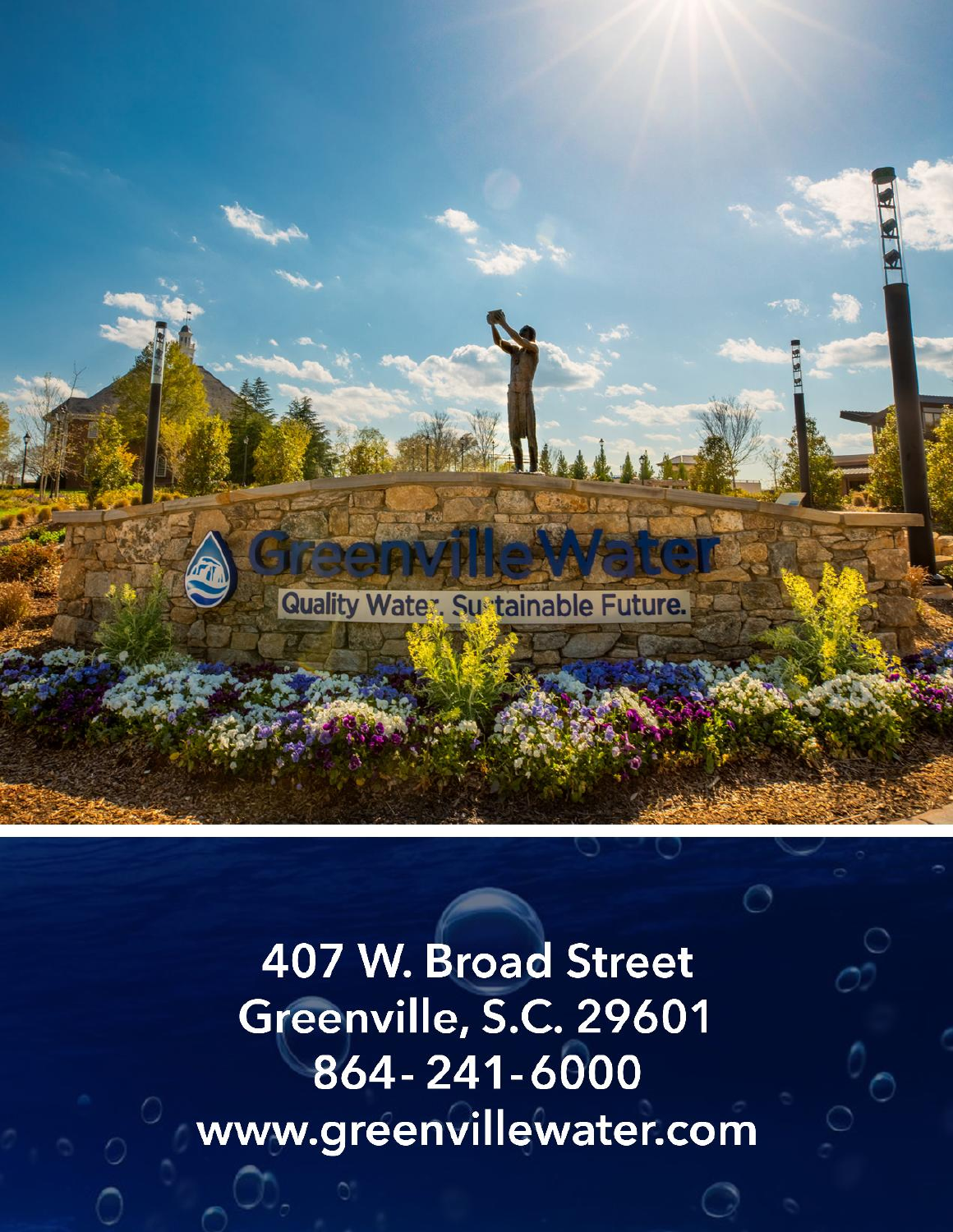407 W. Broad Street
Greenville, S.C. 29601
864- 241-6000
www.greenvillewater.com